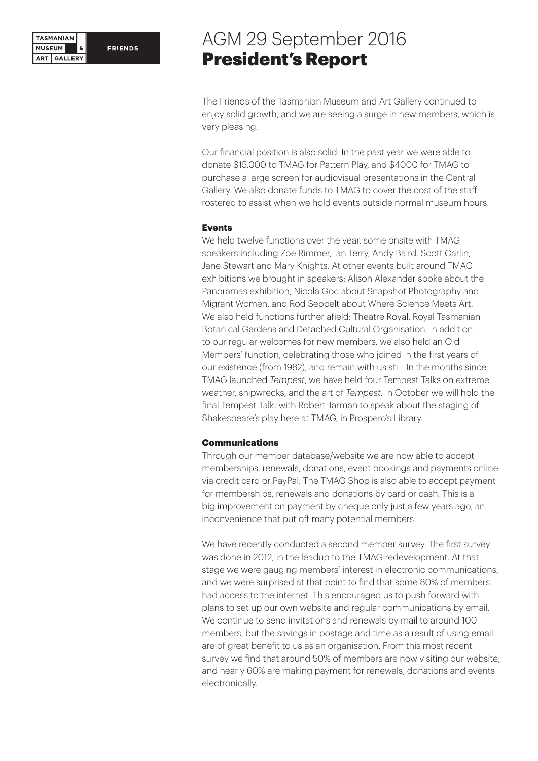TASMANIAN MUSEUM & ART GALLERY FRIENDS

# AGM 29 September 2016
# **President's Report**

The Friends of the Tasmanian Museum and Art Gallery continued to enjoy solid growth, and we are seeing a surge in new members, which is very pleasing.

Our financial position is also solid. In the past year we were able to donate $15,000 to TMAG for Pattern Play, and $4000 for TMAG to purchase a large screen for audiovisual presentations in the Central Gallery. We also donate funds to TMAG to cover the cost of the staff rostered to assist when we hold events outside normal museum hours.

### **Events**

We held twelve functions over the year, some onsite with TMAG speakers including Zoe Rimmer, Ian Terry, Andy Baird, Scott Carlin, Jane Stewart and Mary Knights. At other events built around TMAG exhibitions we brought in speakers: Alison Alexander spoke about the Panoramas exhibition, Nicola Goc about Snapshot Photography and Migrant Women, and Rod Seppelt about Where Science Meets Art. We also held functions further afield: Theatre Royal, Royal Tasmanian Botanical Gardens and Detached Cultural Organisation. In addition to our regular welcomes for new members, we also held an Old Members' function, celebrating those who joined in the first years of our existence (from 1982), and remain with us still. In the months since TMAG launched *Tempest*, we have held four Tempest Talks on extreme weather, shipwrecks, and the art of *Tempest*. In October we will hold the final Tempest Talk, with Robert Jarman to speak about the staging of Shakespeare's play here at TMAG, in Prospero's Library.

### **Communications**

Through our member database/website we are now able to accept memberships, renewals, donations, event bookings and payments online via credit card or PayPal. The TMAG Shop is also able to accept payment for memberships, renewals and donations by card or cash. This is a big improvement on payment by cheque only just a few years ago, an inconvenience that put off many potential members.

We have recently conducted a second member survey. The first survey was done in 2012, in the leadup to the TMAG redevelopment. At that stage we were gauging members' interest in electronic communications, and we were surprised at that point to find that some 80% of members had access to the internet. This encouraged us to push forward with plans to set up our own website and regular communications by email. We continue to send invitations and renewals by mail to around 100 members, but the savings in postage and time as a result of using email are of great benefit to us as an organisation. From this most recent survey we find that around 50% of members are now visiting our website, and nearly 60% are making payment for renewals, donations and events electronically.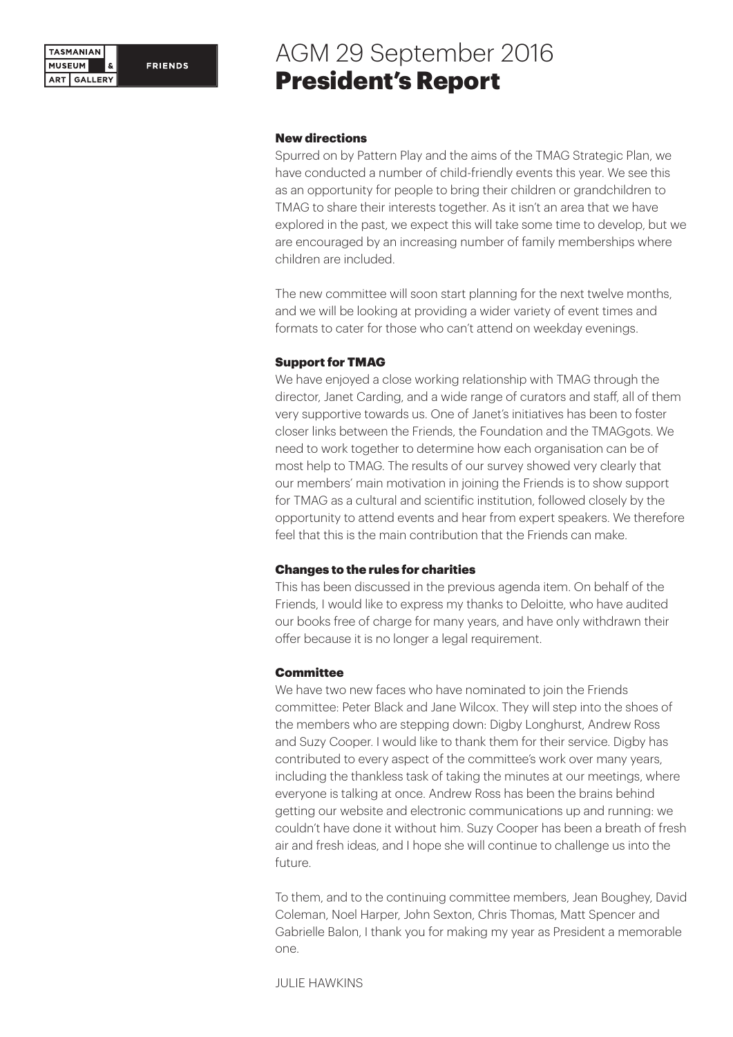TASMANIAN MUSEUM & ART GALLERY FRIENDS

# AGM 29 September 2016
# **President's Report**

### New directions

Spurred on by Pattern Play and the aims of the TMAG Strategic Plan, we have conducted a number of child-friendly events this year. We see this as an opportunity for people to bring their children or grandchildren to TMAG to share their interests together. As it isn't an area that we have explored in the past, we expect this will take some time to develop, but we are encouraged by an increasing number of family memberships where children are included.

The new committee will soon start planning for the next twelve months, and we will be looking at providing a wider variety of event times and formats to cater for those who can't attend on weekday evenings.

### Support for TMAG

We have enjoyed a close working relationship with TMAG through the director, Janet Carding, and a wide range of curators and staff, all of them very supportive towards us. One of Janet's initiatives has been to foster closer links between the Friends, the Foundation and the TMAGgots. We need to work together to determine how each organisation can be of most help to TMAG. The results of our survey showed very clearly that our members' main motivation in joining the Friends is to show support for TMAG as a cultural and scientific institution, followed closely by the opportunity to attend events and hear from expert speakers. We therefore feel that this is the main contribution that the Friends can make.

### Changes to the rules for charities

This has been discussed in the previous agenda item. On behalf of the Friends, I would like to express my thanks to Deloitte, who have audited our books free of charge for many years, and have only withdrawn their offer because it is no longer a legal requirement.

### Committee

We have two new faces who have nominated to join the Friends committee: Peter Black and Jane Wilcox. They will step into the shoes of the members who are stepping down: Digby Longhurst, Andrew Ross and Suzy Cooper. I would like to thank them for their service. Digby has contributed to every aspect of the committee's work over many years, including the thankless task of taking the minutes at our meetings, where everyone is talking at once. Andrew Ross has been the brains behind getting our website and electronic communications up and running: we couldn't have done it without him. Suzy Cooper has been a breath of fresh air and fresh ideas, and I hope she will continue to challenge us into the future.

To them, and to the continuing committee members, Jean Boughey, David Coleman, Noel Harper, John Sexton, Chris Thomas, Matt Spencer and Gabrielle Balon, I thank you for making my year as President a memorable one.

JULIE HAWKINS